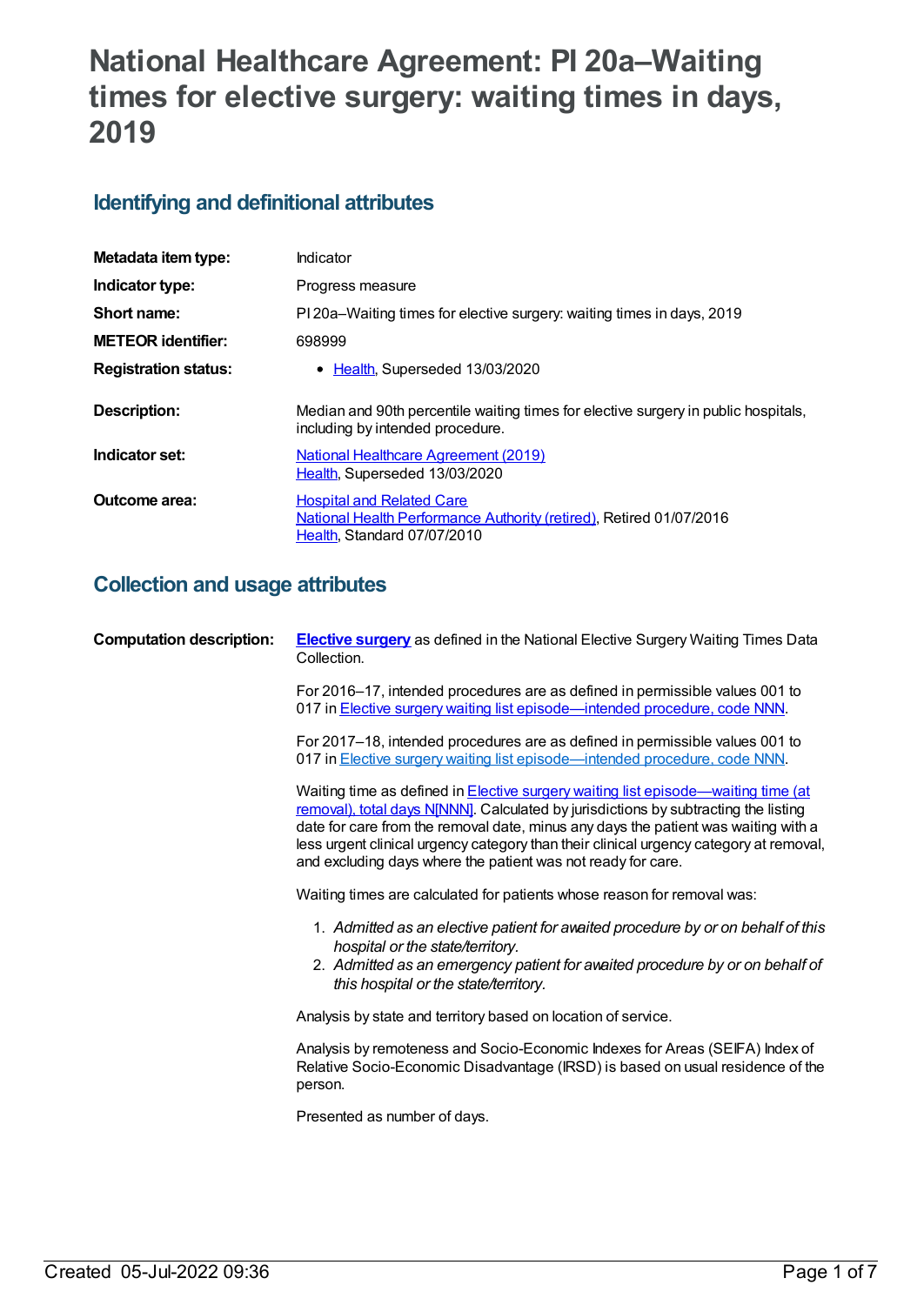# National Healthcare Agreement: PI 20a–Waiting times for elective surgery: waiting times in days, 2019

## Identifying and definitional attributes

| | |
|---|---|
| **Metadata item type:** | Indicator |
| **Indicator type:** | Progress measure |
| **Short name:** | PI 20a–Waiting times for elective surgery: waiting times in days, 2019 |
| **METEOR identifier:** | 698999 |
| **Registration status:** | • Health, Superseded 13/03/2020 |
| **Description:** | Median and 90th percentile waiting times for elective surgery in public hospitals, including by intended procedure. |
| **Indicator set:** | National Healthcare Agreement (2019)<br>Health, Superseded 13/03/2020 |
| **Outcome area:** | Hospital and Related Care<br>National Health Performance Authority (retired), Retired 01/07/2016<br>Health, Standard 07/07/2010 |

## Collection and usage attributes

**Computation description:**

**Elective surgery** as defined in the National Elective Surgery Waiting Times Data Collection.

For 2016–17, intended procedures are as defined in permissible values 001 to 017 in Elective surgery waiting list episode—intended procedure, code NNN.

For 2017–18, intended procedures are as defined in permissible values 001 to 017 in Elective surgery waiting list episode—intended procedure, code NNN.

Waiting time as defined in Elective surgery waiting list episode—waiting time (at removal), total days N[NNN]. Calculated by jurisdictions by subtracting the listing date for care from the removal date, minus any days the patient was waiting with a less urgent clinical urgency category than their clinical urgency category at removal, and excluding days where the patient was not ready for care.

Waiting times are calculated for patients whose reason for removal was:

1. *Admitted as an elective patient for awaited procedure by or on behalf of this hospital or the state/territory.*
2. *Admitted as an emergency patient for awaited procedure by or on behalf of this hospital or the state/territory.*

Analysis by state and territory based on location of service.

Analysis by remoteness and Socio-Economic Indexes for Areas (SEIFA) Index of Relative Socio-Economic Disadvantage (IRSD) is based on usual residence of the person.

Presented as number of days.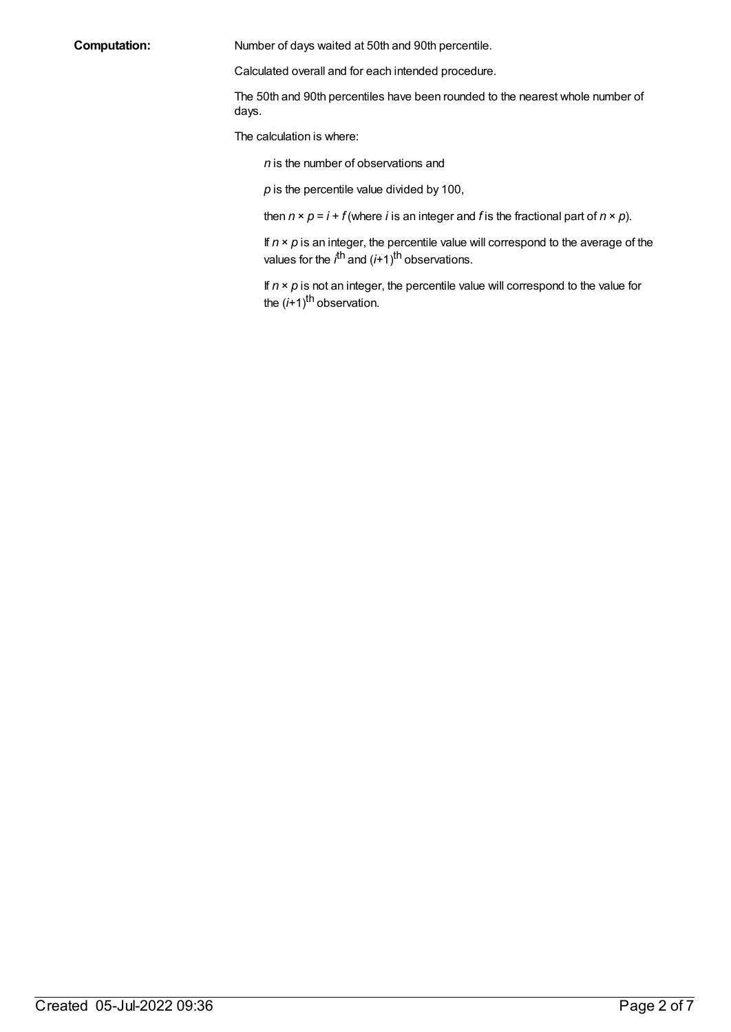**Computation:**

Number of days waited at 50th and 90th percentile.

Calculated overall and for each intended procedure.

The 50th and 90th percentiles have been rounded to the nearest whole number of days.

The calculation is where:

> $n$ is the number of observations and
>
> $p$ is the percentile value divided by 100,
>
> then $n \times p = i + f$ (where $i$ is an integer and $f$ is the fractional part of $n \times p$).
>
> If $n \times p$ is an integer, the percentile value will correspond to the average of the values for the $i^{th}$ and $(i+1)^{th}$ observations.
>
> If $n \times p$ is not an integer, the percentile value will correspond to the value for the $(i+1)^{th}$ observation.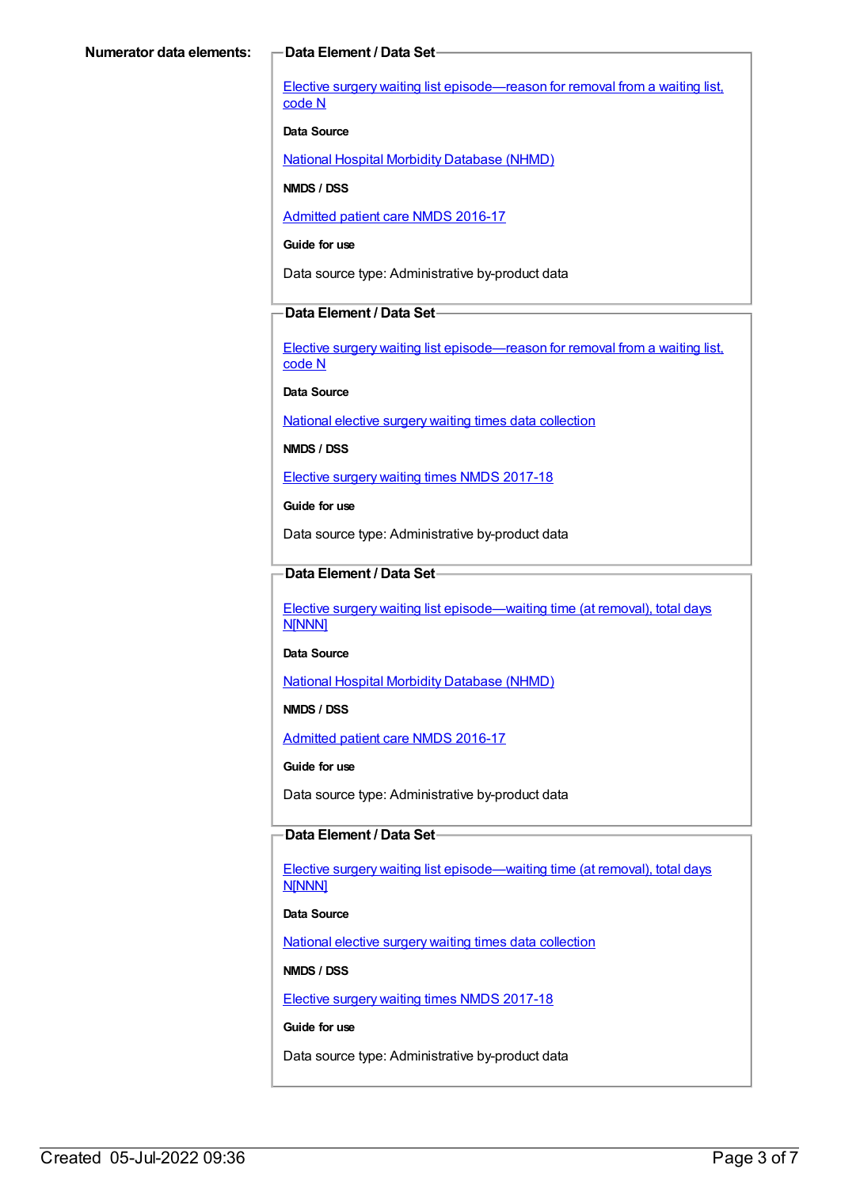**Numerator data elements:**

**Data Element / Data Set**

Elective surgery waiting list episode—reason for removal from a waiting list, code N

**Data Source**

National Hospital Morbidity Database (NHMD)

**NMDS / DSS**

Admitted patient care NMDS 2016-17

**Guide for use**

Data source type: Administrative by-product data

**Data Element / Data Set**

Elective surgery waiting list episode—reason for removal from a waiting list, code N

**Data Source**

National elective surgery waiting times data collection

**NMDS / DSS**

Elective surgery waiting times NMDS 2017-18

**Guide for use**

Data source type: Administrative by-product data

**Data Element / Data Set**

Elective surgery waiting list episode—waiting time (at removal), total days N[NNN]

**Data Source**

National Hospital Morbidity Database (NHMD)

**NMDS / DSS**

Admitted patient care NMDS 2016-17

**Guide for use**

Data source type: Administrative by-product data

**Data Element / Data Set**

Elective surgery waiting list episode—waiting time (at removal), total days N[NNN]

**Data Source**

National elective surgery waiting times data collection

**NMDS / DSS**

Elective surgery waiting times NMDS 2017-18

**Guide for use**

Data source type: Administrative by-product data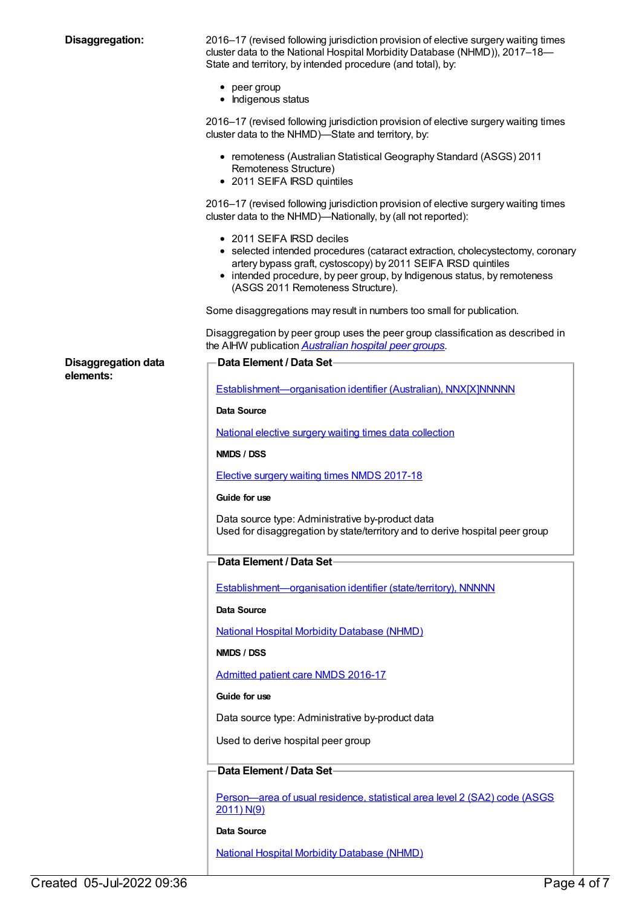**Disaggregation:**

2016–17 (revised following jurisdiction provision of elective surgery waiting times cluster data to the National Hospital Morbidity Database (NHMD)), 2017–18—State and territory, by intended procedure (and total), by:

- peer group
- Indigenous status

2016–17 (revised following jurisdiction provision of elective surgery waiting times cluster data to the NHMD)—State and territory, by:

- remoteness (Australian Statistical Geography Standard (ASGS) 2011 Remoteness Structure)
- 2011 SEIFA IRSD quintiles

2016–17 (revised following jurisdiction provision of elective surgery waiting times cluster data to the NHMD)—Nationally, by (all not reported):

- 2011 SEIFA IRSD deciles
- selected intended procedures (cataract extraction, cholecystectomy, coronary artery bypass graft, cystoscopy) by 2011 SEIFA IRSD quintiles
- intended procedure, by peer group, by Indigenous status, by remoteness (ASGS 2011 Remoteness Structure).

Some disaggregations may result in numbers too small for publication.

Disaggregation by peer group uses the peer group classification as described in the AIHW publication *Australian hospital peer groups*.

**Disaggregation data elements:**

**Data Element / Data Set**

Establishment—organisation identifier (Australian), NNX[X]NNNNN

**Data Source**

National elective surgery waiting times data collection

**NMDS / DSS**

Elective surgery waiting times NMDS 2017-18

**Guide for use**

Data source type: Administrative by-product data
Used for disaggregation by state/territory and to derive hospital peer group

**Data Element / Data Set**

Establishment—organisation identifier (state/territory), NNNNN

**Data Source**

National Hospital Morbidity Database (NHMD)

**NMDS / DSS**

Admitted patient care NMDS 2016-17

**Guide for use**

Data source type: Administrative by-product data

Used to derive hospital peer group

**Data Element / Data Set**

Person—area of usual residence, statistical area level 2 (SA2) code (ASGS 2011) N(9)

**Data Source**

National Hospital Morbidity Database (NHMD)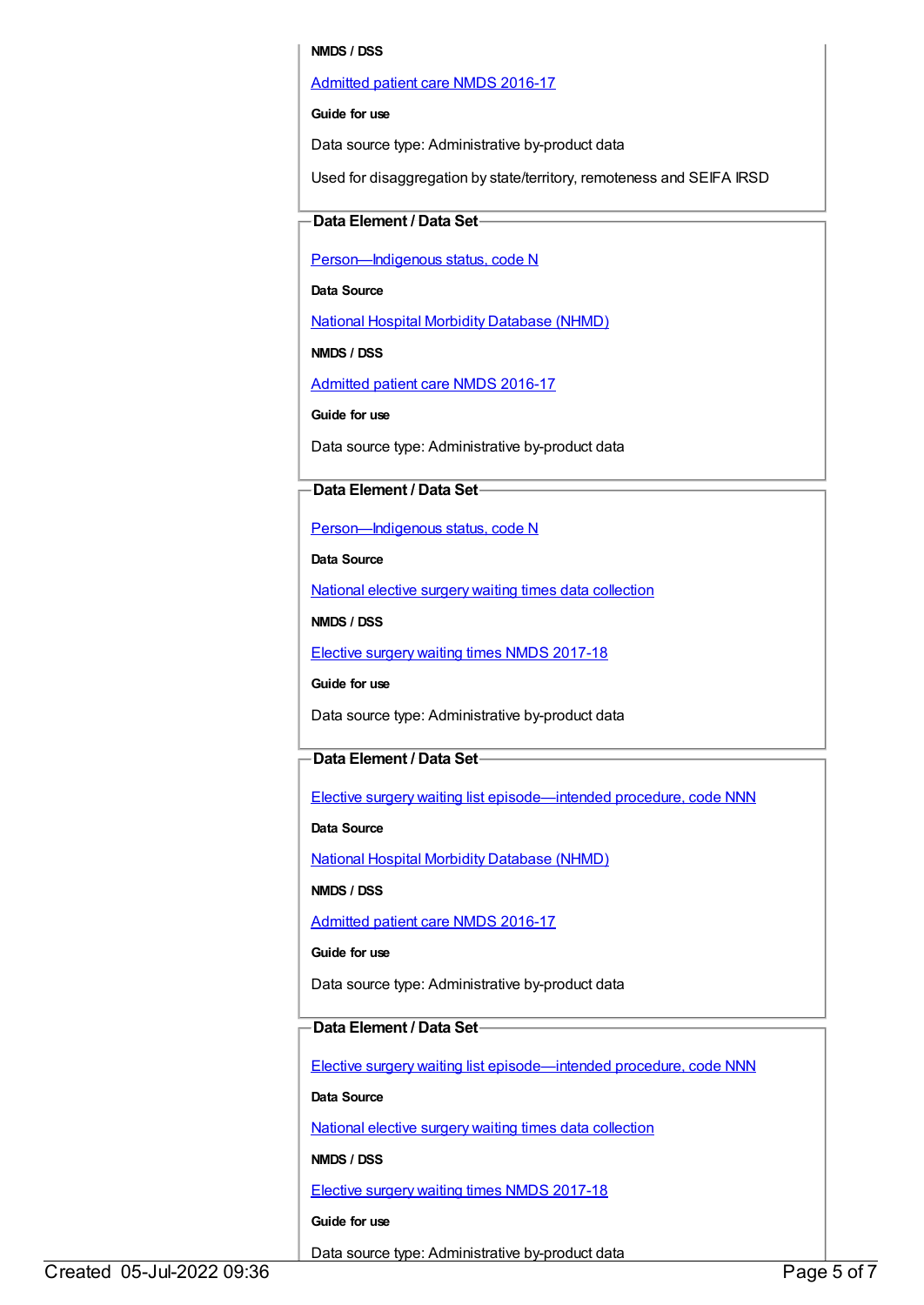**NMDS / DSS**

[Admitted patient care NMDS 2016-17]

**Guide for use**

Data source type: Administrative by-product data

Used for disaggregation by state/territory, remoteness and SEIFA IRSD

### Data Element / Data Set

[Person—Indigenous status, code N]

**Data Source**

[National Hospital Morbidity Database (NHMD)]

**NMDS / DSS**

[Admitted patient care NMDS 2016-17]

**Guide for use**

Data source type: Administrative by-product data

### Data Element / Data Set

[Person—Indigenous status, code N]

**Data Source**

[National elective surgery waiting times data collection]

**NMDS / DSS**

[Elective surgery waiting times NMDS 2017-18]

**Guide for use**

Data source type: Administrative by-product data

### Data Element / Data Set

[Elective surgery waiting list episode—intended procedure, code NNN]

**Data Source**

[National Hospital Morbidity Database (NHMD)]

**NMDS / DSS**

[Admitted patient care NMDS 2016-17]

**Guide for use**

Data source type: Administrative by-product data

### Data Element / Data Set

[Elective surgery waiting list episode—intended procedure, code NNN]

**Data Source**

[National elective surgery waiting times data collection]

**NMDS / DSS**

[Elective surgery waiting times NMDS 2017-18]

**Guide for use**

Data source type: Administrative by-product data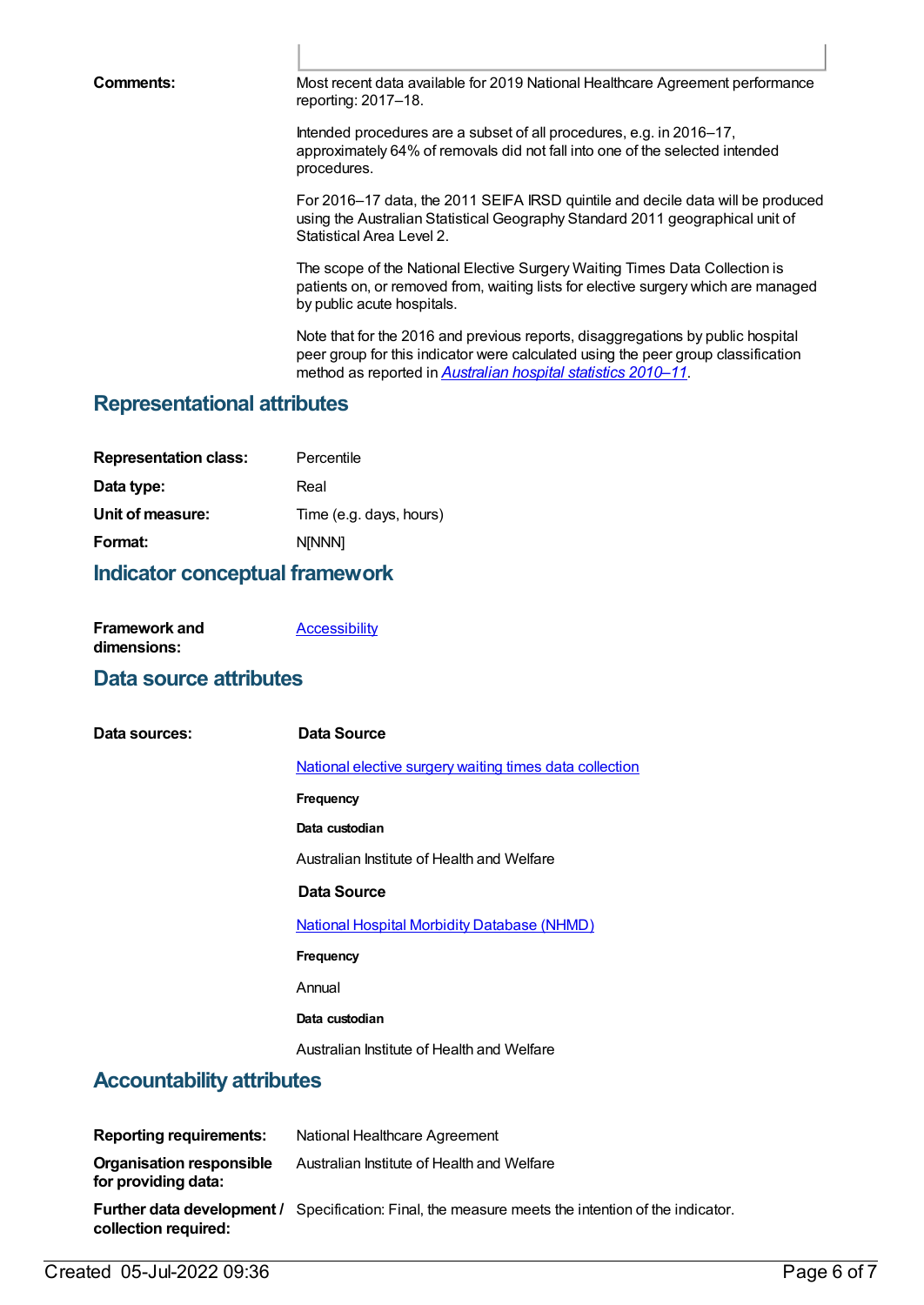**Comments:**

Most recent data available for 2019 National Healthcare Agreement performance reporting: 2017–18.

Intended procedures are a subset of all procedures, e.g. in 2016–17, approximately 64% of removals did not fall into one of the selected intended procedures.

For 2016–17 data, the 2011 SEIFA IRSD quintile and decile data will be produced using the Australian Statistical Geography Standard 2011 geographical unit of Statistical Area Level 2.

The scope of the National Elective Surgery Waiting Times Data Collection is patients on, or removed from, waiting lists for elective surgery which are managed by public acute hospitals.

Note that for the 2016 and previous reports, disaggregations by public hospital peer group for this indicator were calculated using the peer group classification method as reported in *Australian hospital statistics 2010–11*.

## Representational attributes

| | |
|---|---|
| **Representation class:** | Percentile |
| **Data type:** | Real |
| **Unit of measure:** | Time (e.g. days, hours) |
| **Format:** | N[NNN] |

## Indicator conceptual framework

**Framework and dimensions:** Accessibility

## Data source attributes

**Data sources:**

**Data Source**

National elective surgery waiting times data collection

**Frequency**

**Data custodian**

Australian Institute of Health and Welfare

**Data Source**

National Hospital Morbidity Database (NHMD)

**Frequency**

Annual

**Data custodian**

Australian Institute of Health and Welfare

## Accountability attributes

| | |
|---|---|
| **Reporting requirements:** | National Healthcare Agreement |
| **Organisation responsible for providing data:** | Australian Institute of Health and Welfare |
| **Further data development / collection required:** | Specification: Final, the measure meets the intention of the indicator. |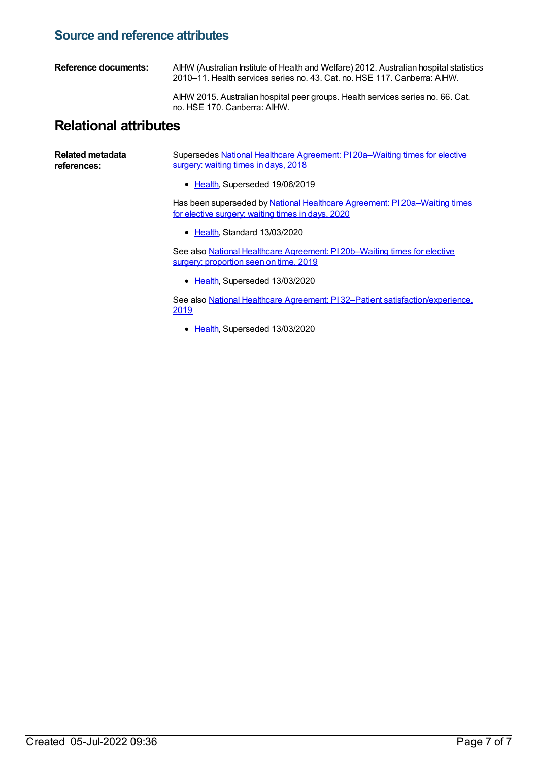## Source and reference attributes

**Reference documents:** AIHW (Australian Institute of Health and Welfare) 2012. Australian hospital statistics 2010–11. Health services series no. 43. Cat. no. HSE 117. Canberra: AIHW.

AIHW 2015. Australian hospital peer groups. Health services series no. 66. Cat. no. HSE 170. Canberra: AIHW.

# Relational attributes

**Related metadata references:**

Supersedes National Healthcare Agreement: PI 20a–Waiting times for elective surgery: waiting times in days, 2018

- Health, Superseded 19/06/2019

Has been superseded by National Healthcare Agreement: PI 20a–Waiting times for elective surgery: waiting times in days, 2020

- Health, Standard 13/03/2020

See also National Healthcare Agreement: PI 20b–Waiting times for elective surgery: proportion seen on time, 2019

- Health, Superseded 13/03/2020

See also National Healthcare Agreement: PI 32–Patient satisfaction/experience, 2019

- Health, Superseded 13/03/2020